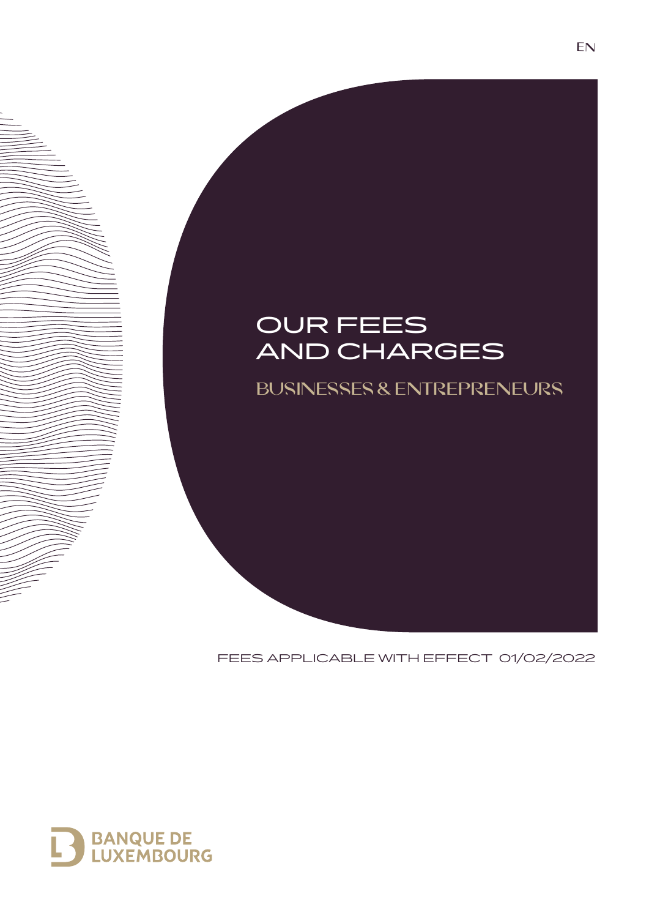EN

# OUR FEES AND CHARGES

## BUSINESSES & ENTREPRENEURS

FEES APPLICABLE WITH EFFECT 01/02/2022

BANQUE DE LUXEMBOURG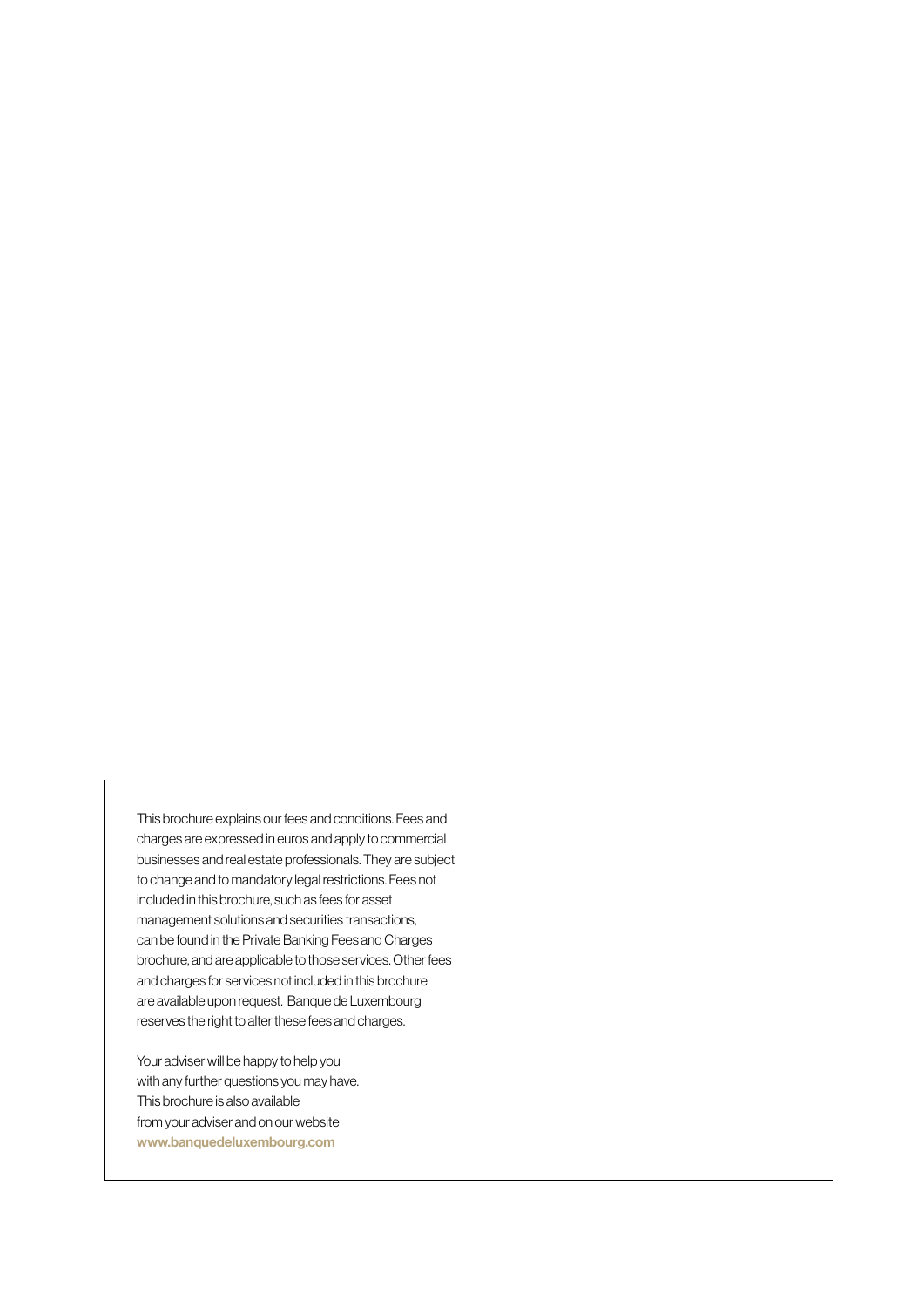This brochure explains our fees and conditions. Fees and charges are expressed in euros and apply to commercial businesses and real estate professionals. They are subject to change and to mandatory legal restrictions. Fees not included in this brochure, such as fees for asset management solutions and securities transactions, can be found in the Private Banking Fees and Charges brochure, and are applicable to those services. Other fees and charges for services not included in this brochure are available upon request. Banque de Luxembourg reserves the right to alter these fees and charges.

Your adviser will be happy to help you with any further questions you may have. This brochure is also available from your adviser and on our website **www.banquedeluxembourg.com**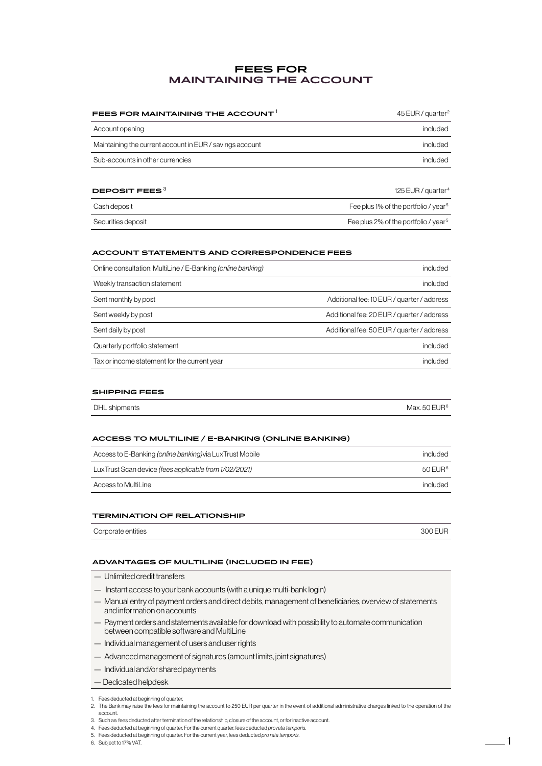# FEES FOR MAINTAINING THE ACCOUNT

| FEES FOR MAINTAINING THE ACCOUNT[1] | 45 EUR / quarter[2] |
|---|---|
| Account opening | included |
| Maintaining the current account in EUR / savings account | included |
| Sub-accounts in other currencies | included |

| DEPOSIT FEES[3] | 125 EUR / quarter[4] |
|---|---|
| Cash deposit | Fee plus 1% of the portfolio / year[5] |
| Securities deposit | Fee plus 2% of the portfolio / year[5] |

### ACCOUNT STATEMENTS AND CORRESPONDENCE FEES

| | |
|---|---|
| Online consultation: MultiLine / E-Banking *(online banking)* | included |
| Weekly transaction statement | included |
| Sent monthly by post | Additional fee: 10 EUR / quarter / address |
| Sent weekly by post | Additional fee: 20 EUR / quarter / address |
| Sent daily by post | Additional fee: 50 EUR / quarter / address |
| Quarterly portfolio statement | included |
| Tax or income statement for the current year | included |

### SHIPPING FEES

| | |
|---|---|
| DHL shipments | Max. 50 EUR[6] |

### ACCESS TO MULTILINE / E-BANKING (ONLINE BANKING)

| | |
|---|---|
| Access to E-Banking *(online banking)* via LuxTrust Mobile | included |
| LuxTrust Scan device *(fees applicable from 1/02/2021)* | 50 EUR[6] |
| Access to MultiLine | included |

### TERMINATION OF RELATIONSHIP

| | |
|---|---|
| Corporate entities | 300 EUR |

### ADVANTAGES OF MULTILINE (INCLUDED IN FEE)

- Unlimited credit transfers
- Instant access to your bank accounts (with a unique multi-bank login)
- Manual entry of payment orders and direct debits, management of beneficiaries, overview of statements and information on accounts
- Payment orders and statements available for download with possibility to automate communication between compatible software and MultiLine
- Individual management of users and user rights
- Advanced management of signatures (amount limits, joint signatures)
- Individual and/or shared payments
- Dedicated helpdesk

1. Fees deducted at beginning of quarter.
2. The Bank may raise the fees for maintaining the account to 250 EUR per quarter in the event of additional administrative charges linked to the operation of the account.
3. Such as: fees deducted after termination of the relationship, closure of the account, or for inactive account.
4. Fees deducted at beginning of quarter. For the current quarter, fees deducted *pro rata temporis*.
5. Fees deducted at beginning of quarter. For the current year, fees deducted *pro rata temporis*.
6. Subject to 17% VAT.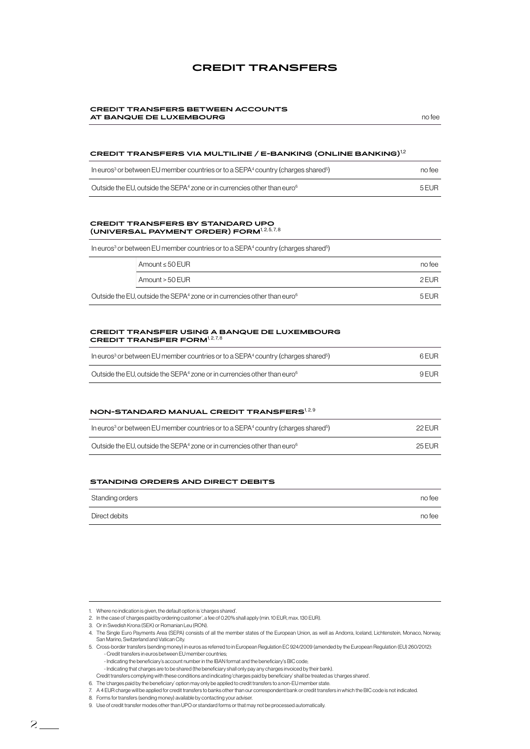# CREDIT TRANSFERS

## CREDIT TRANSFERS BETWEEN ACCOUNTS AT BANQUE DE LUXEMBOURG

no fee

## CREDIT TRANSFERS VIA MULTILINE / E-BANKING (ONLINE BANKING)[1,2]

| | |
|---|---|
| In euros[3] or between EU member countries or to a SEPA[4] country (charges shared[5]) | no fee |
| Outside the EU, outside the SEPA[4] zone or in currencies other than euro[6] | 5 EUR |

## CREDIT TRANSFERS BY STANDARD UPO (UNIVERSAL PAYMENT ORDER) FORM[1, 2, 5, 7, 8]

| | | |
|---|---|---|
| In euros[3] or between EU member countries or to a SEPA[4] country (charges shared[5]) | | |
| | Amount ≤ 50 EUR | no fee |
| | Amount > 50 EUR | 2 EUR |
| Outside the EU, outside the SEPA[4] zone or in currencies other than euro[6] | | 5 EUR |

## CREDIT TRANSFER USING A BANQUE DE LUXEMBOURG CREDIT TRANSFER FORM[1, 2, 7, 8]

| | |
|---|---|
| In euros[3] or between EU member countries or to a SEPA[4] country (charges shared[5]) | 6 EUR |
| Outside the EU, outside the SEPA[4] zone or in currencies other than euro[6] | 9 EUR |

## NON-STANDARD MANUAL CREDIT TRANSFERS[1, 2, 9]

| | |
|---|---|
| In euros[3] or between EU member countries or to a SEPA[4] country (charges shared[5]) | 22 EUR |
| Outside the EU, outside the SEPA[4] zone or in currencies other than euro[6] | 25 EUR |

## STANDING ORDERS AND DIRECT DEBITS

| | |
|---|---|
| Standing orders | no fee |
| Direct debits | no fee |

1. Where no indication is given, the default option is 'charges shared'.
2. In the case of 'charges paid by ordering customer', a fee of 0.20% shall apply (min. 10 EUR, max. 130 EUR).
3. Or in Swedish Krona (SEK) or Romanian Leu (RON).
4. The Single Euro Payments Area (SEPA) consists of all the member states of the European Union, as well as Andorra, Iceland, Lichtenstein, Monaco, Norway, San Marino, Switzerland and Vatican City.
5. Cross-border transfers (sending money) in euros as referred to in European Regulation EC 924/2009 (amended by the European Regulation (EU) 260/2012):
   - Credit transfers in euros between EU member countries;
   - Indicating the beneficiary's account number in the IBAN format and the beneficiary's BIC code;
   - Indicating that charges are to be shared (the beneficiary shall only pay any charges invoiced by their bank).

   Credit transfers complying with these conditions and indicating 'charges paid by beneficiary' shall be treated as 'charges shared'.
6. The 'charges paid by the beneficiary' option may only be applied to credit transfers to a non-EU member state.
7. A 4 EUR charge will be applied for credit transfers to banks other than our correspondent bank or credit transfers in which the BIC code is not indicated.
8. Forms for transfers (sending money) available by contacting your adviser.
9. Use of credit transfer modes other than UPO or standard forms or that may not be processed automatically.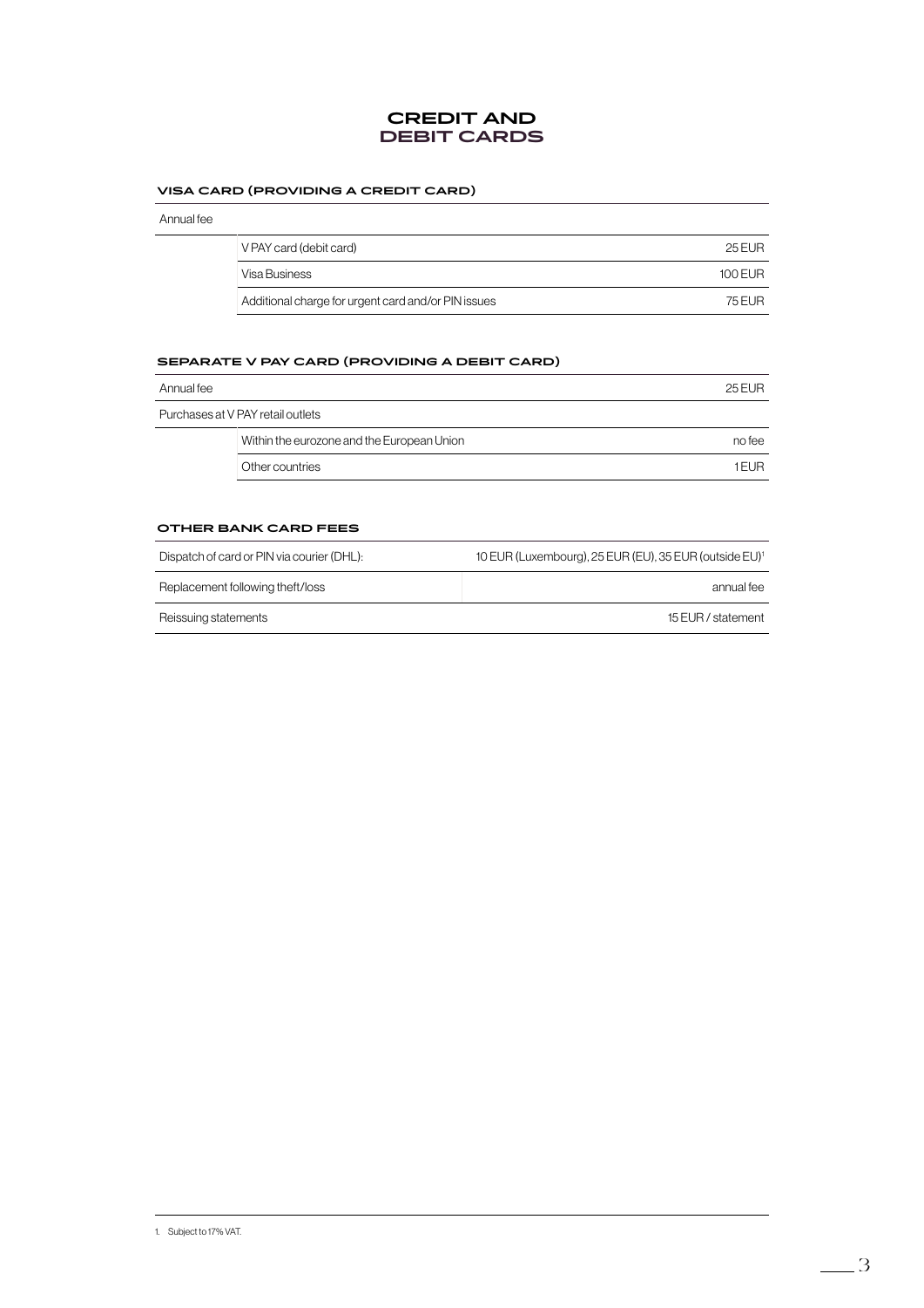# CREDIT AND DEBIT CARDS

### VISA CARD (PROVIDING A CREDIT CARD)

| Annual fee | | |
|---|---|---|
| | V PAY card (debit card) | 25 EUR |
| | Visa Business | 100 EUR |
| | Additional charge for urgent card and/or PIN issues | 75 EUR |

### SEPARATE V PAY CARD (PROVIDING A DEBIT CARD)

| Annual fee | | 25 EUR |
|---|---|---|
| Purchases at V PAY retail outlets | | |
| | Within the eurozone and the European Union | no fee |
| | Other countries | 1 EUR |

### OTHER BANK CARD FEES

| | |
|---|---|
| Dispatch of card or PIN via courier (DHL): | 10 EUR (Luxembourg), 25 EUR (EU), 35 EUR (outside EU)[1] |
| Replacement following theft/loss | annual fee |
| Reissuing statements | 15 EUR / statement |

1. Subject to 17% VAT.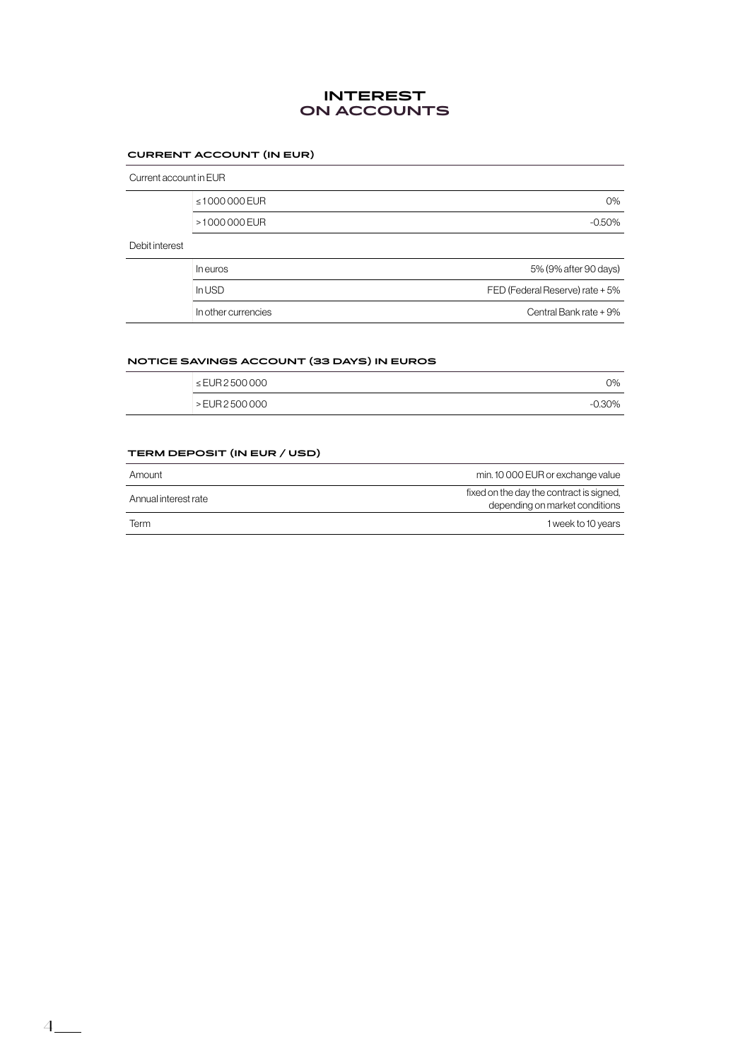# INTEREST ON ACCOUNTS

## CURRENT ACCOUNT (IN EUR)

| Current account in EUR | | |
|---|---|---|
| | ≤ 1 000 000 EUR | 0% |
| | > 1 000 000 EUR | -0.50% |
| Debit interest | | |
| | In euros | 5% (9% after 90 days) |
| | In USD | FED (Federal Reserve) rate + 5% |
| | In other currencies | Central Bank rate + 9% |

## NOTICE SAVINGS ACCOUNT (33 DAYS) IN EUROS

| | | |
|---|---|---|
| | ≤ EUR 2 500 000 | 0% |
| | > EUR 2 500 000 | -0.30% |

## TERM DEPOSIT (IN EUR / USD)

| | |
|---|---|
| Amount | min. 10 000 EUR or exchange value |
| Annual interest rate | fixed on the day the contract is signed, depending on market conditions |
| Term | 1 week to 10 years |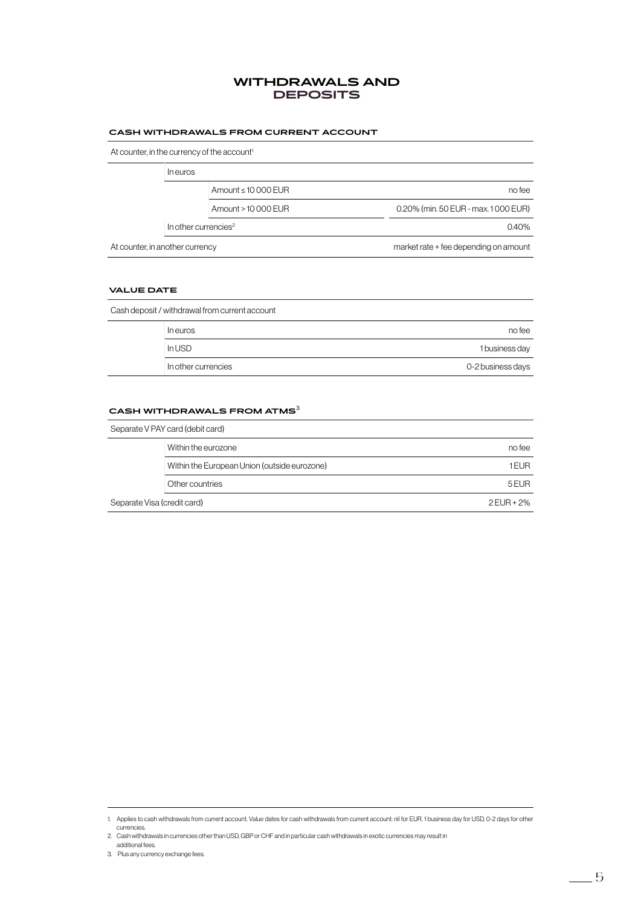# WITHDRAWALS AND DEPOSITS

### CASH WITHDRAWALS FROM CURRENT ACCOUNT

| At counter, in the currency of the account[1] | | | |
|---|---|---|---|
| | In euros | | |
| | | Amount ≤ 10 000 EUR | no fee |
| | | Amount > 10 000 EUR | 0.20% (min. 50 EUR - max. 1 000 EUR) |
| | In other currencies[2] | | 0.40% |
| At counter, in another currency | | | market rate + fee depending on amount |

### VALUE DATE

| Cash deposit / withdrawal from current account | | |
|---|---|---|
| | In euros | no fee |
| | In USD | 1 business day |
| | In other currencies | 0-2 business days |

### CASH WITHDRAWALS FROM ATMS[3]

| Separate V PAY card (debit card) | | |
|---|---|---|
| | Within the eurozone | no fee |
| | Within the European Union (outside eurozone) | 1 EUR |
| | Other countries | 5 EUR |
| Separate Visa (credit card) | | 2 EUR + 2% |

1. Applies to cash withdrawals from current account. Value dates for cash withdrawals from current account: nil for EUR, 1 business day for USD, 0-2 days for other currencies.
2. Cash withdrawals in currencies other than USD, GBP or CHF and in particular cash withdrawals in exotic currencies may result in additional fees.
3. Plus any currency exchange fees.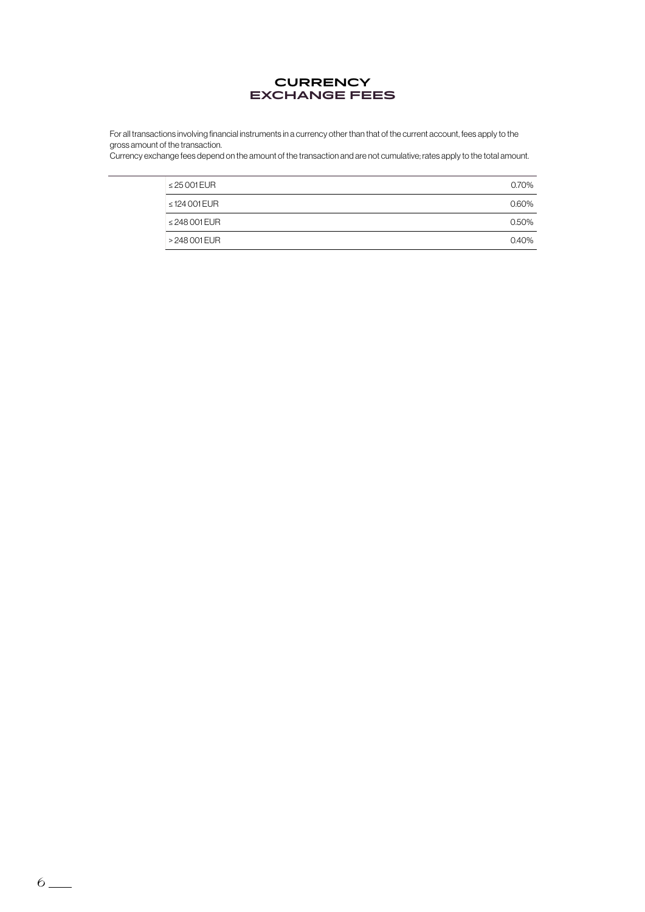# CURRENCY EXCHANGE FEES

For all transactions involving financial instruments in a currency other than that of the current account, fees apply to the gross amount of the transaction.
Currency exchange fees depend on the amount of the transaction and are not cumulative; rates apply to the total amount.

| | |
|---|---|
| ≤ 25 001 EUR | 0.70% |
| ≤ 124 001 EUR | 0.60% |
| ≤ 248 001 EUR | 0.50% |
| > 248 001 EUR | 0.40% |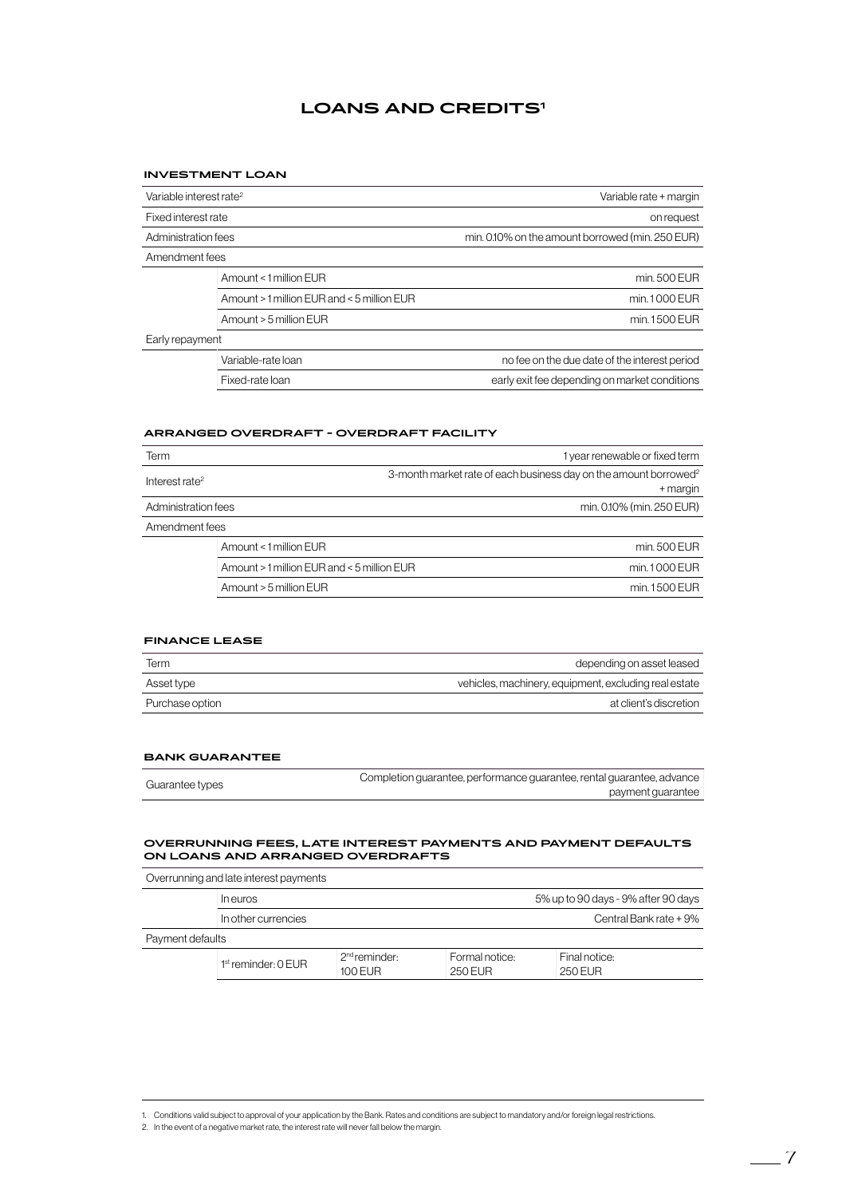# LOANS AND CREDITS[1]

## INVESTMENT LOAN

| | | |
|---|---|---|
| Variable interest rate[2] | | Variable rate + margin |
| Fixed interest rate | | on request |
| Administration fees | | min. 0.10% on the amount borrowed (min. 250 EUR) |
| Amendment fees | | |
| | Amount < 1 million EUR | min. 500 EUR |
| | Amount > 1 million EUR and < 5 million EUR | min. 1 000 EUR |
| | Amount > 5 million EUR | min. 1 500 EUR |
| Early repayment | | |
| | Variable-rate loan | no fee on the due date of the interest period |
| | Fixed-rate loan | early exit fee depending on market conditions |

## ARRANGED OVERDRAFT - OVERDRAFT FACILITY

| | | |
|---|---|---|
| Term | | 1 year renewable or fixed term |
| Interest rate[2] | | 3-month market rate of each business day on the amount borrowed[2] + margin |
| Administration fees | | min. 0.10% (min. 250 EUR) |
| Amendment fees | | |
| | Amount < 1 million EUR | min. 500 EUR |
| | Amount > 1 million EUR and < 5 million EUR | min. 1 000 EUR |
| | Amount > 5 million EUR | min. 1 500 EUR |

## FINANCE LEASE

| | |
|---|---|
| Term | depending on asset leased |
| Asset type | vehicles, machinery, equipment, excluding real estate |
| Purchase option | at client's discretion |

## BANK GUARANTEE

| | |
|---|---|
| Guarantee types | Completion guarantee, performance guarantee, rental guarantee, advance payment guarantee |

## OVERRUNNING FEES, LATE INTEREST PAYMENTS AND PAYMENT DEFAULTS ON LOANS AND ARRANGED OVERDRAFTS

| | | | | |
|---|---|---|---|---|
| Overrunning and late interest payments | | | | |
| | In euros | | | 5% up to 90 days - 9% after 90 days |
| | In other currencies | | | Central Bank rate + 9% |
| Payment defaults | | | | |
| | 1st reminder: 0 EUR | 2nd reminder: 100 EUR | Formal notice: 250 EUR | Final notice: 250 EUR |

1. Conditions valid subject to approval of your application by the Bank. Rates and conditions are subject to mandatory and/or foreign legal restrictions.
2. In the event of a negative market rate, the interest rate will never fall below the margin.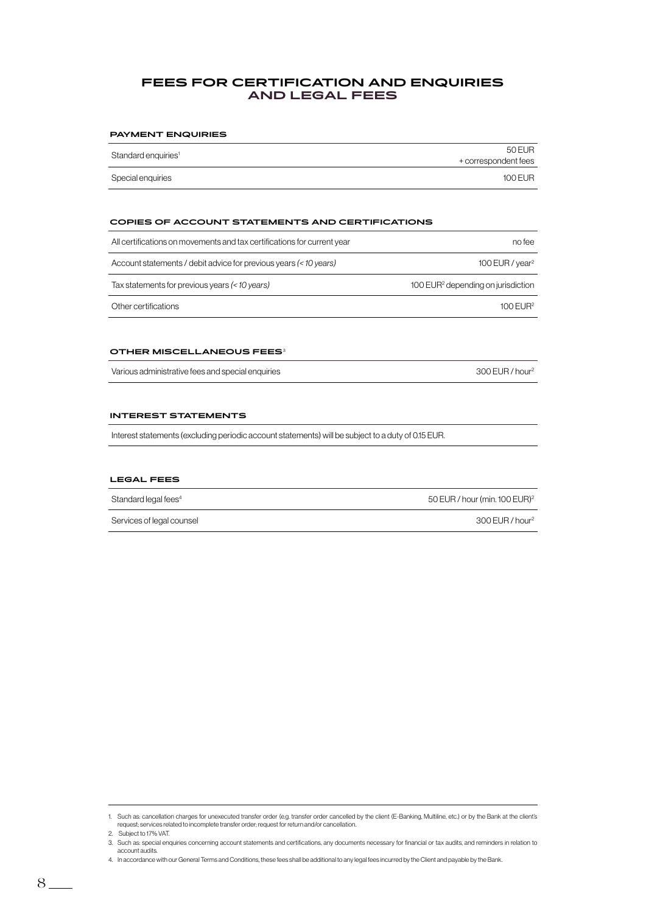# FEES FOR CERTIFICATION AND ENQUIRIES AND LEGAL FEES

### PAYMENT ENQUIRIES

| | |
|---|---|
| Standard enquiries[1] | 50 EUR + correspondent fees |
| Special enquiries | 100 EUR |

### COPIES OF ACCOUNT STATEMENTS AND CERTIFICATIONS

| | |
|---|---|
| All certifications on movements and tax certifications for current year | no fee |
| Account statements / debit advice for previous years *(< 10 years)* | 100 EUR / year[2] |
| Tax statements for previous years *(< 10 years)* | 100 EUR[2] depending on jurisdiction |
| Other certifications | 100 EUR[2] |

### OTHER MISCELLANEOUS FEES[3]

| | |
|---|---|
| Various administrative fees and special enquiries | 300 EUR / hour[2] |

### INTEREST STATEMENTS

Interest statements (excluding periodic account statements) will be subject to a duty of 0.15 EUR.

### LEGAL FEES

| | |
|---|---|
| Standard legal fees[4] | 50 EUR / hour (min. 100 EUR)[2] |
| Services of legal counsel | 300 EUR / hour[2] |

1. Such as: cancellation charges for unexecuted transfer order (e.g. transfer order cancelled by the client (E-Banking, Multiline, etc.) or by the Bank at the client's request; services related to incomplete transfer order; request for return and/or cancellation.
2. Subject to 17% VAT.
3. Such as: special enquiries concerning account statements and certifications, any documents necessary for financial or tax audits, and reminders in relation to account audits.
4. In accordance with our General Terms and Conditions, these fees shall be additional to any legal fees incurred by the Client and payable by the Bank.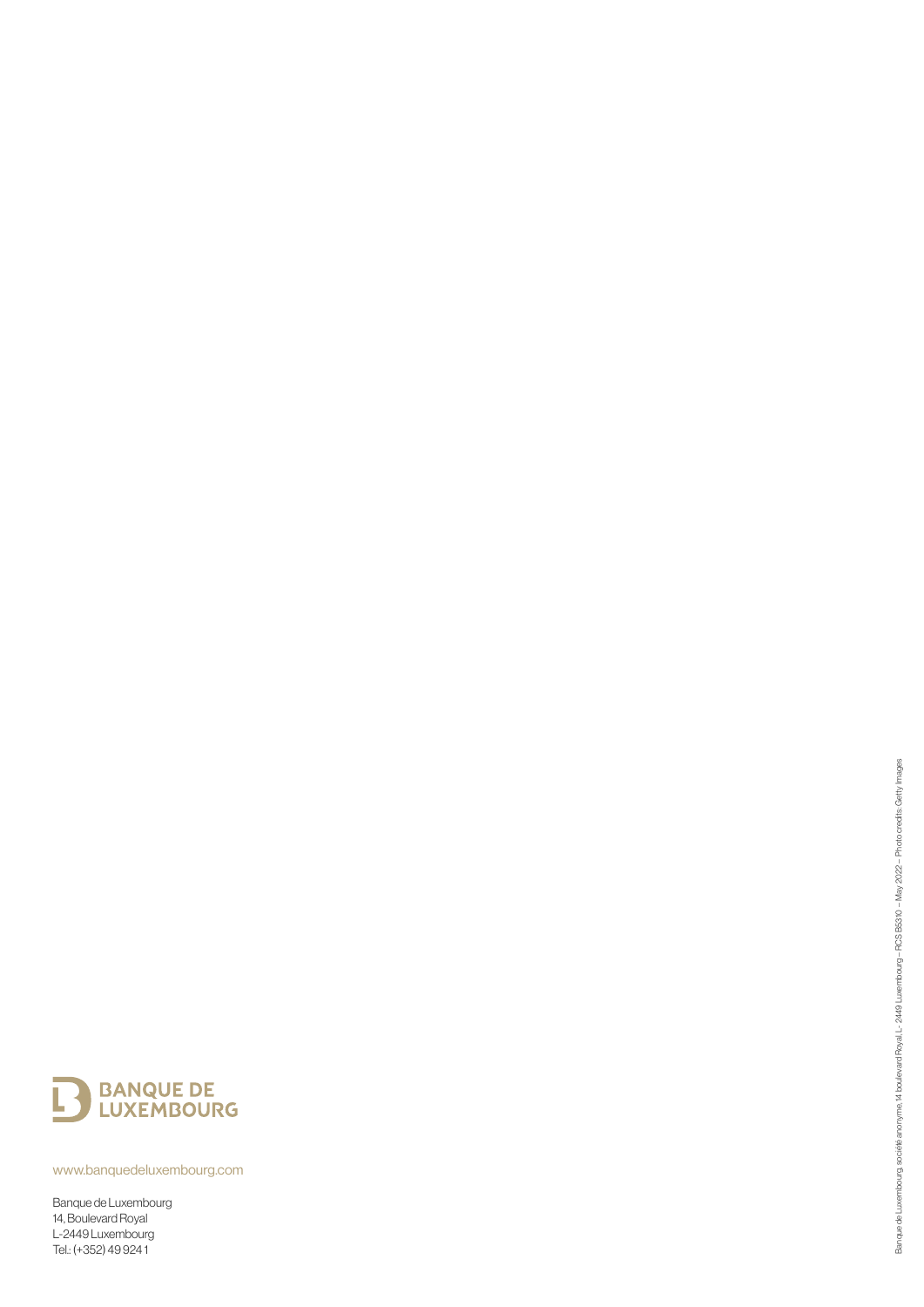BANQUE DE LUXEMBOURG

www.banquedeluxembourg.com

Banque de Luxembourg
14, Boulevard Royal
L-2449 Luxembourg
Tel.: (+352) 49 924 1

Banque de Luxembourg, société anonyme, 14 boulevard Royal, L- 2449 Luxembourg – RCS B5310 – May 2022 – Photo credits: Getty Images